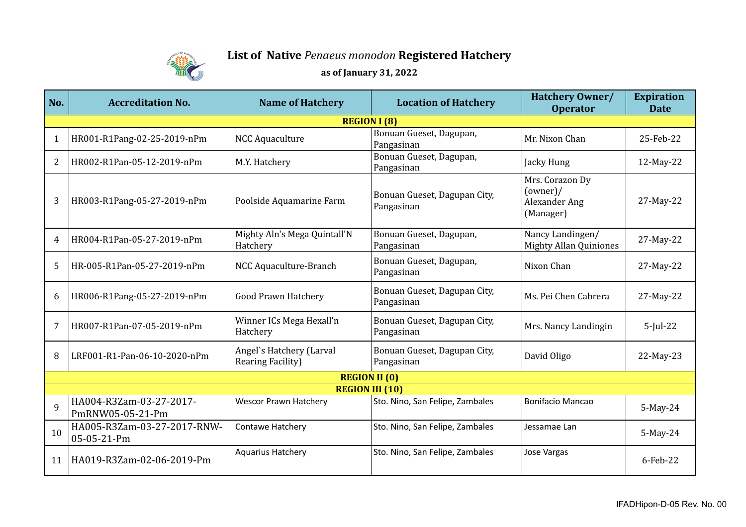# List of Native *Penaeus monodon* Registered Hatchery

**as of January 31, 2022**

| No. | Accreditation No. | Name of Hatchery | Location of Hatchery | Hatchery Owner/ Operator | Expiration Date |
|---|---|---|---|---|---|
| **REGION I (8)** | | | | | |
| 1 | HR001-R1Pang-02-25-2019-nPm | NCC Aquaculture | Bonuan Gueset, Dagupan, Pangasinan | Mr. Nixon Chan | 25-Feb-22 |
| 2 | HR002-R1Pan-05-12-2019-nPm | M.Y. Hatchery | Bonuan Gueset, Dagupan, Pangasinan | Jacky Hung | 12-May-22 |
| 3 | HR003-R1Pang-05-27-2019-nPm | Poolside Aquamarine Farm | Bonuan Gueset, Dagupan City, Pangasinan | Mrs. Corazon Dy (owner)/ Alexander Ang (Manager) | 27-May-22 |
| 4 | HR004-R1Pan-05-27-2019-nPm | Mighty Aln's Mega Quintall'N Hatchery | Bonuan Gueset, Dagupan, Pangasinan | Nancy Landingen/ Mighty Allan Quiniones | 27-May-22 |
| 5 | HR-005-R1Pan-05-27-2019-nPm | NCC Aquaculture-Branch | Bonuan Gueset, Dagupan, Pangasinan | Nixon Chan | 27-May-22 |
| 6 | HR006-R1Pang-05-27-2019-nPm | Good Prawn Hatchery | Bonuan Gueset, Dagupan City, Pangasinan | Ms. Pei Chen Cabrera | 27-May-22 |
| 7 | HR007-R1Pan-07-05-2019-nPm | Winner ICs Mega Hexall'n Hatchery | Bonuan Gueset, Dagupan City, Pangasinan | Mrs. Nancy Landingin | 5-Jul-22 |
| 8 | LRF001-R1-Pan-06-10-2020-nPm | Angel`s Hatchery (Larval Rearing Facility) | Bonuan Gueset, Dagupan City, Pangasinan | David Oligo | 22-May-23 |
| **REGION II (0)** | | | | | |
| **REGION III (10)** | | | | | |
| 9 | HA004-R3Zam-03-27-2017-PmRNW05-05-21-Pm | Wescor Prawn Hatchery | Sto. Nino, San Felipe, Zambales | Bonifacio Mancao | 5-May-24 |
| 10 | HA005-R3Zam-03-27-2017-RNW-05-05-21-Pm | Contawe Hatchery | Sto. Nino, San Felipe, Zambales | Jessamae Lan | 5-May-24 |
| 11 | HA019-R3Zam-02-06-2019-Pm | Aquarius Hatchery | Sto. Nino, San Felipe, Zambales | Jose Vargas | 6-Feb-22 |

IFADHipon-D-05 Rev. No. 00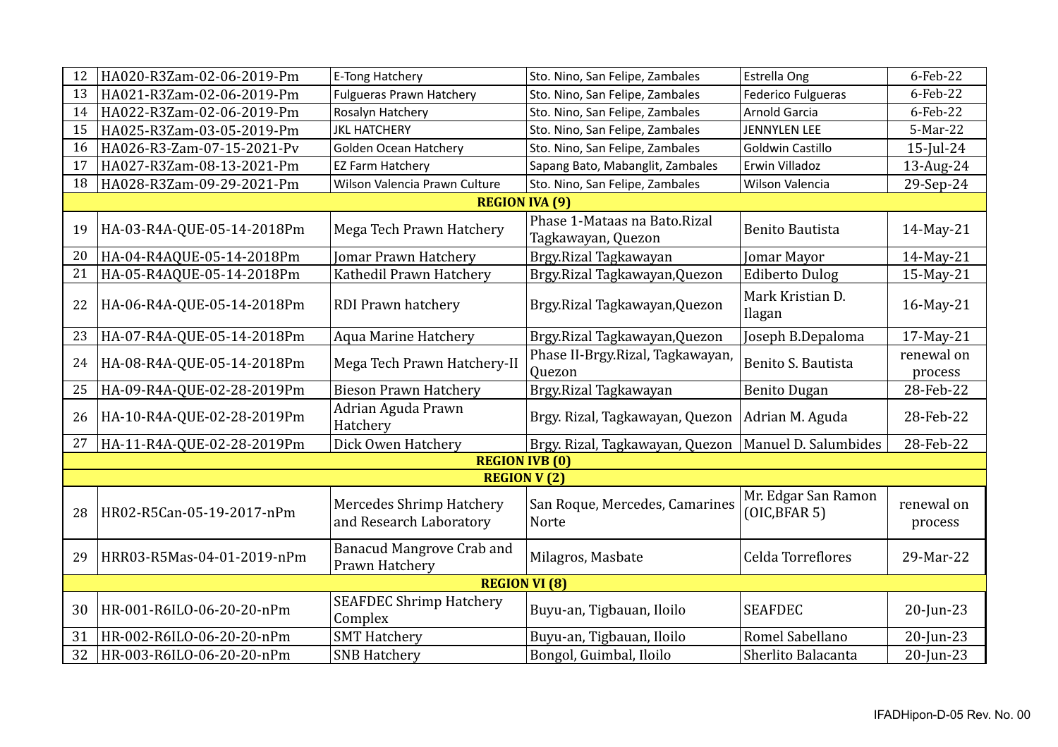| | | | | | |
|---|---|---|---|---|---|
| 12 | HA020-R3Zam-02-06-2019-Pm | E-Tong Hatchery | Sto. Nino, San Felipe, Zambales | Estrella Ong | 6-Feb-22 |
| 13 | HA021-R3Zam-02-06-2019-Pm | Fulgueras Prawn Hatchery | Sto. Nino, San Felipe, Zambales | Federico Fulgueras | 6-Feb-22 |
| 14 | HA022-R3Zam-02-06-2019-Pm | Rosalyn Hatchery | Sto. Nino, San Felipe, Zambales | Arnold Garcia | 6-Feb-22 |
| 15 | HA025-R3Zam-03-05-2019-Pm | JKL HATCHERY | Sto. Nino, San Felipe, Zambales | JENNYLEN LEE | 5-Mar-22 |
| 16 | HA026-R3-Zam-07-15-2021-Pv | Golden Ocean Hatchery | Sto. Nino, San Felipe, Zambales | Goldwin Castillo | 15-Jul-24 |
| 17 | HA027-R3Zam-08-13-2021-Pm | EZ Farm Hatchery | Sapang Bato, Mabanglit, Zambales | Erwin Villadoz | 13-Aug-24 |
| 18 | HA028-R3Zam-09-29-2021-Pm | Wilson Valencia Prawn Culture | Sto. Nino, San Felipe, Zambales | Wilson Valencia | 29-Sep-24 |
| **REGION IVA (9)** | | | | | |
| 19 | HA-03-R4A-QUE-05-14-2018Pm | Mega Tech Prawn Hatchery | Phase 1-Mataas na Bato.Rizal Tagkawayan, Quezon | Benito Bautista | 14-May-21 |
| 20 | HA-04-R4AQUE-05-14-2018Pm | Jomar Prawn Hatchery | Brgy.Rizal Tagkawayan | Jomar Mayor | 14-May-21 |
| 21 | HA-05-R4AQUE-05-14-2018Pm | Kathedil Prawn Hatchery | Brgy.Rizal Tagkawayan,Quezon | Ediberto Dulog | 15-May-21 |
| 22 | HA-06-R4A-QUE-05-14-2018Pm | RDI Prawn hatchery | Brgy.Rizal Tagkawayan,Quezon | Mark Kristian D. Ilagan | 16-May-21 |
| 23 | HA-07-R4A-QUE-05-14-2018Pm | Aqua Marine Hatchery | Brgy.Rizal Tagkawayan,Quezon | Joseph B.Depaloma | 17-May-21 |
| 24 | HA-08-R4A-QUE-05-14-2018Pm | Mega Tech Prawn Hatchery-II | Phase II-Brgy.Rizal, Tagkawayan, Quezon | Benito S. Bautista | renewal on process |
| 25 | HA-09-R4A-QUE-02-28-2019Pm | Bieson Prawn Hatchery | Brgy.Rizal Tagkawayan | Benito Dugan | 28-Feb-22 |
| 26 | HA-10-R4A-QUE-02-28-2019Pm | Adrian Aguda Prawn Hatchery | Brgy. Rizal, Tagkawayan, Quezon | Adrian M. Aguda | 28-Feb-22 |
| 27 | HA-11-R4A-QUE-02-28-2019Pm | Dick Owen Hatchery | Brgy. Rizal, Tagkawayan, Quezon | Manuel D. Salumbides | 28-Feb-22 |
| **REGION IVB (0)** | | | | | |
| **REGION V (2)** | | | | | |
| 28 | HR02-R5Can-05-19-2017-nPm | Mercedes Shrimp Hatchery and Research Laboratory | San Roque, Mercedes, Camarines Norte | Mr. Edgar San Ramon (OIC,BFAR 5) | renewal on process |
| 29 | HRR03-R5Mas-04-01-2019-nPm | Banacud Mangrove Crab and Prawn Hatchery | Milagros, Masbate | Celda Torreflores | 29-Mar-22 |
| **REGION VI (8)** | | | | | |
| 30 | HR-001-R6ILO-06-20-20-nPm | SEAFDEC Shrimp Hatchery Complex | Buyu-an, Tigbauan, Iloilo | SEAFDEC | 20-Jun-23 |
| 31 | HR-002-R6ILO-06-20-20-nPm | SMT Hatchery | Buyu-an, Tigbauan, Iloilo | Romel Sabellano | 20-Jun-23 |
| 32 | HR-003-R6ILO-06-20-20-nPm | SNB Hatchery | Bongol, Guimbal, Iloilo | Sherlito Balacanta | 20-Jun-23 |

IFADHipon-D-05 Rev. No. 00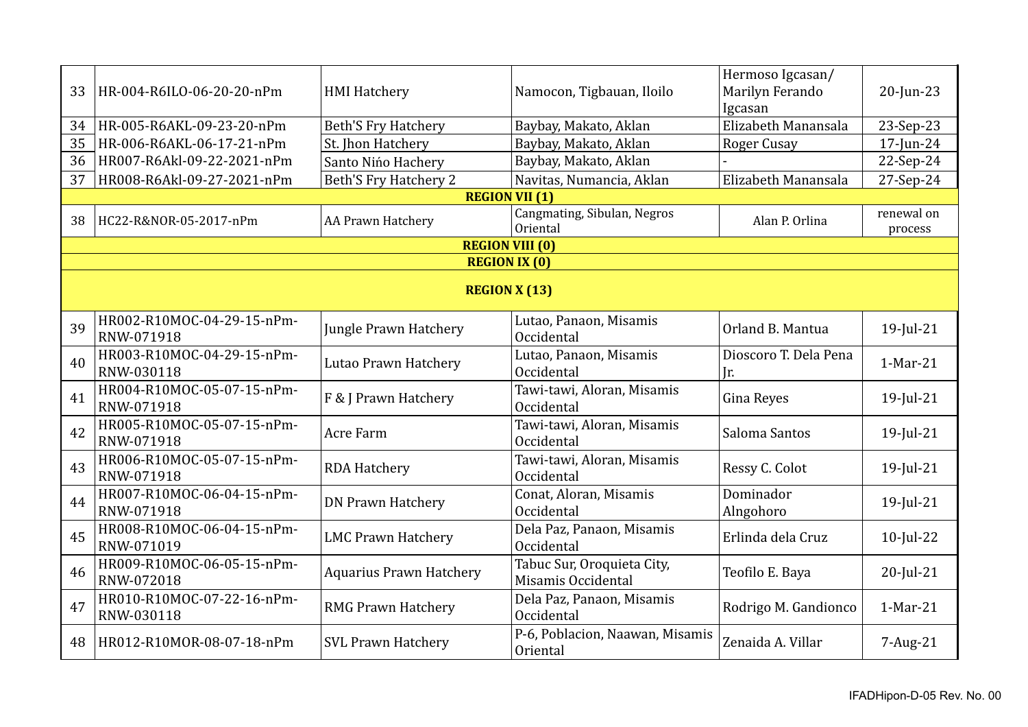| | | | | | |
|---|---|---|---|---|---|
| 33 | HR-004-R6ILO-06-20-20-nPm | HMI Hatchery | Namocon, Tigbauan, Iloilo | Hermoso Igcasan/ Marilyn Ferando Igcasan | 20-Jun-23 |
| 34 | HR-005-R6AKL-09-23-20-nPm | Beth'S Fry Hatchery | Baybay, Makato, Aklan | Elizabeth Manansala | 23-Sep-23 |
| 35 | HR-006-R6AKL-06-17-21-nPm | St. Jhon Hatchery | Baybay, Makato, Aklan | Roger Cusay | 17-Jun-24 |
| 36 | HR007-R6Akl-09-22-2021-nPm | Santo Ni﻿ńo Hachery | Baybay, Makato, Aklan | - | 22-Sep-24 |
| 37 | HR008-R6Akl-09-27-2021-nPm | Beth'S Fry Hatchery 2 | Navitas, Numancia, Aklan | Elizabeth Manansala | 27-Sep-24 |
| **REGION VII (1)** | | | | | |
| 38 | HC22-R&NOR-05-2017-nPm | AA Prawn Hatchery | Cangmating, Sibulan, Negros Oriental | Alan P. Orlina | renewal on process |
| **REGION VIII (0)** | | | | | |
| **REGION IX (0)** | | | | | |
| **REGION X (13)** | | | | | |
| 39 | HR002-R10MOC-04-29-15-nPm-RNW-071918 | Jungle Prawn Hatchery | Lutao, Panaon, Misamis Occidental | Orland B. Mantua | 19-Jul-21 |
| 40 | HR003-R10MOC-04-29-15-nPm-RNW-030118 | Lutao Prawn Hatchery | Lutao, Panaon, Misamis Occidental | Dioscoro T. Dela Pena Jr. | 1-Mar-21 |
| 41 | HR004-R10MOC-05-07-15-nPm-RNW-071918 | F & J Prawn Hatchery | Tawi-tawi, Aloran, Misamis Occidental | Gina Reyes | 19-Jul-21 |
| 42 | HR005-R10MOC-05-07-15-nPm-RNW-071918 | Acre Farm | Tawi-tawi, Aloran, Misamis Occidental | Saloma Santos | 19-Jul-21 |
| 43 | HR006-R10MOC-05-07-15-nPm-RNW-071918 | RDA Hatchery | Tawi-tawi, Aloran, Misamis Occidental | Ressy C. Colot | 19-Jul-21 |
| 44 | HR007-R10MOC-06-04-15-nPm-RNW-071918 | DN Prawn Hatchery | Conat, Aloran, Misamis Occidental | Dominador Alngohoro | 19-Jul-21 |
| 45 | HR008-R10MOC-06-04-15-nPm-RNW-071019 | LMC Prawn Hatchery | Dela Paz, Panaon, Misamis Occidental | Erlinda dela Cruz | 10-Jul-22 |
| 46 | HR009-R10MOC-06-05-15-nPm-RNW-072018 | Aquarius Prawn Hatchery | Tabuc Sur, Oroquieta City, Misamis Occidental | Teofilo E. Baya | 20-Jul-21 |
| 47 | HR010-R10MOC-07-22-16-nPm-RNW-030118 | RMG Prawn Hatchery | Dela Paz, Panaon, Misamis Occidental | Rodrigo M. Gandionco | 1-Mar-21 |
| 48 | HR012-R10MOR-08-07-18-nPm | SVL Prawn Hatchery | P-6, Poblacion, Naawan, Misamis Oriental | Zenaida A. Villar | 7-Aug-21 |

IFADHipon-D-05 Rev. No. 00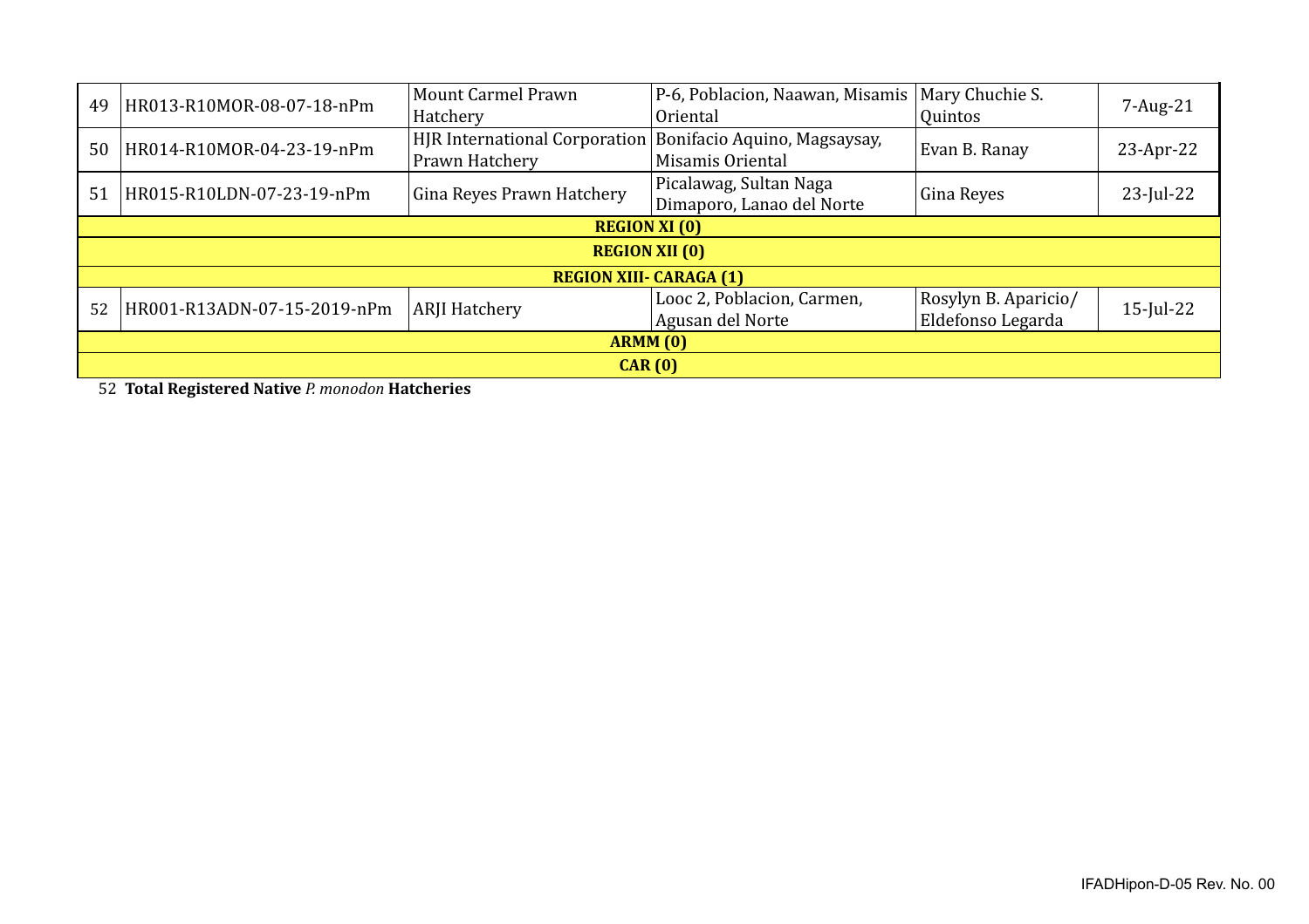| | | | | | |
|---|---|---|---|---|---|
| 49 | HR013-R10MOR-08-07-18-nPm | Mount Carmel Prawn Hatchery | P-6, Poblacion, Naawan, Misamis Oriental | Mary Chuchie S. Quintos | 7-Aug-21 |
| 50 | HR014-R10MOR-04-23-19-nPm | HJR International Corporation Prawn Hatchery | Bonifacio Aquino, Magsaysay, Misamis Oriental | Evan B. Ranay | 23-Apr-22 |
| 51 | HR015-R10LDN-07-23-19-nPm | Gina Reyes Prawn Hatchery | Picalawag, Sultan Naga Dimaporo, Lanao del Norte | Gina Reyes | 23-Jul-22 |
| **REGION XI (0)** | | | | | |
| **REGION XII (0)** | | | | | |
| **REGION XIII- CARAGA (1)** | | | | | |
| 52 | HR001-R13ADN-07-15-2019-nPm | ARJI Hatchery | Looc 2, Poblacion, Carmen, Agusan del Norte | Rosylyn B. Aparicio/ Eldefonso Legarda | 15-Jul-22 |
| **ARMM (0)** | | | | | |
| **CAR (0)** | | | | | |

52 **Total Registered Native *P. monodon* Hatcheries**

IFADHipon-D-05 Rev. No. 00